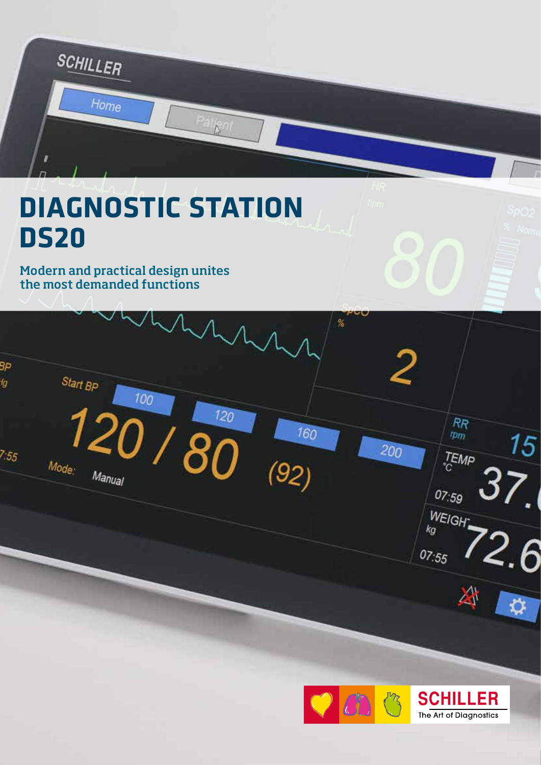# DIAGNOSTIC STATION DS20

## Modern and practical design unites the most demanded functions

SCHILLER
The Art of Diagnostics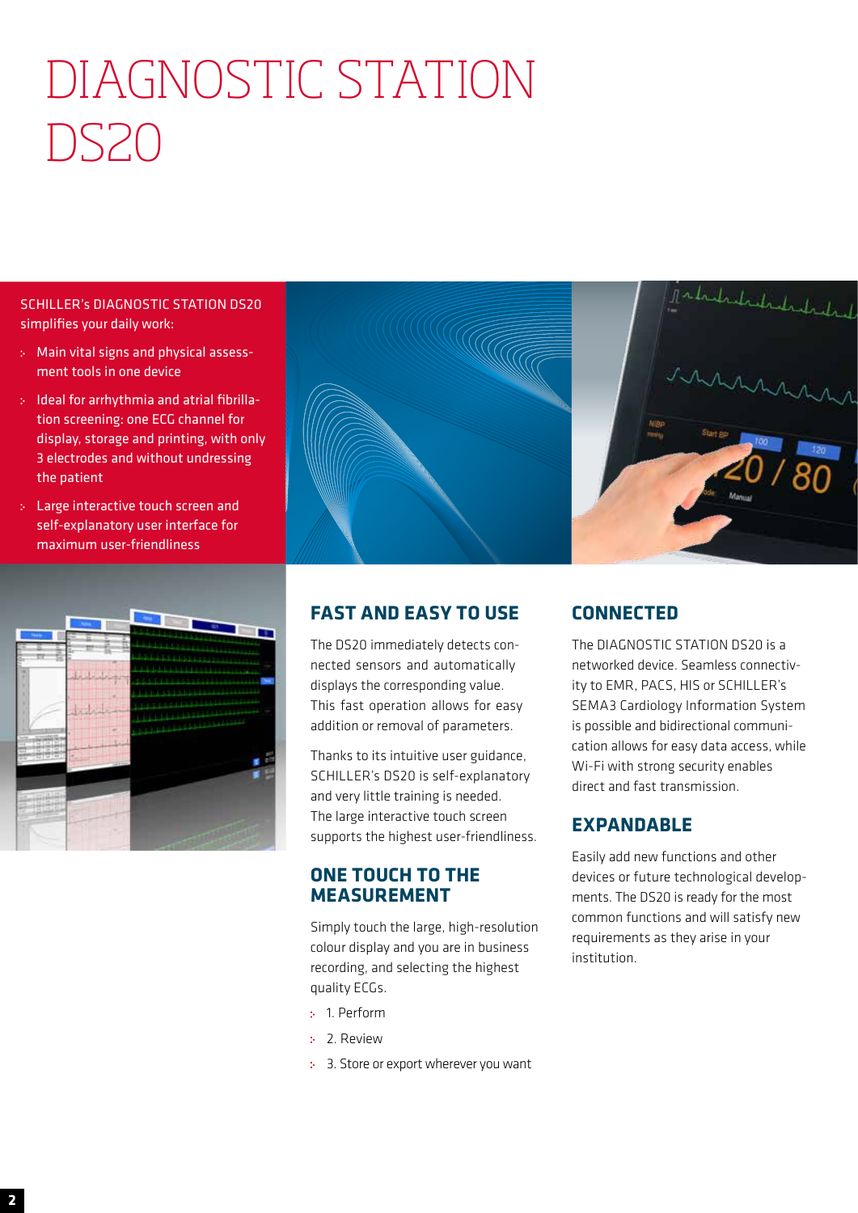# DIAGNOSTIC STATION DS20

SCHILLER's DIAGNOSTIC STATION DS20 simplifies your daily work:

- Main vital signs and physical assessment tools in one device
- Ideal for arrhythmia and atrial fibrillation screening: one ECG channel for display, storage and printing, with only 3 electrodes and without undressing the patient
- Large interactive touch screen and self-explanatory user interface for maximum user-friendliness

## FAST AND EASY TO USE

The DS20 immediately detects connected sensors and automatically displays the corresponding value. This fast operation allows for easy addition or removal of parameters.

Thanks to its intuitive user guidance, SCHILLER's DS20 is self-explanatory and very little training is needed. The large interactive touch screen supports the highest user-friendliness.

## ONE TOUCH TO THE MEASUREMENT

Simply touch the large, high-resolution colour display and you are in business recording, and selecting the highest quality ECGs.

- 1. Perform
- 2. Review
- 3. Store or export wherever you want

## CONNECTED

The DIAGNOSTIC STATION DS20 is a networked device. Seamless connectivity to EMR, PACS, HIS or SCHILLER's SEMA3 Cardiology Information System is possible and bidirectional communication allows for easy data access, while Wi-Fi with strong security enables direct and fast transmission.

## EXPANDABLE

Easily add new functions and other devices or future technological developments. The DS20 is ready for the most common functions and will satisfy new requirements as they arise in your institution.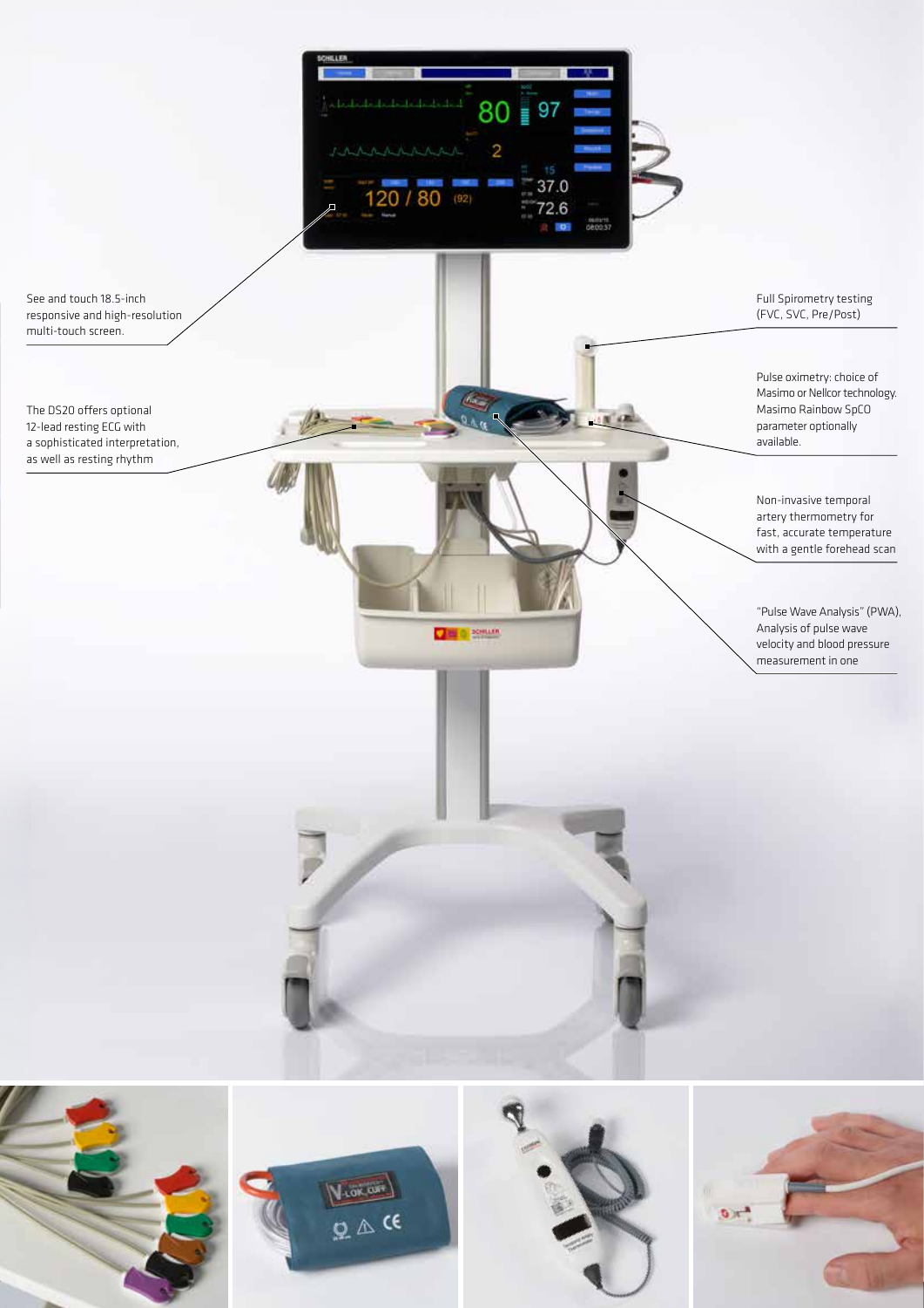See and touch 18.5-inch responsive and high-resolution multi-touch screen.

The DS20 offers optional 12-lead resting ECG with a sophisticated interpretation, as well as resting rhythm

Full Spirometry testing (FVC, SVC, Pre/Post)

Pulse oximetry: choice of Masimo or Nellcor technology. Masimo Rainbow SpCO parameter optionally available.

Non-invasive temporal artery thermometry for fast, accurate temperature with a gentle forehead scan

"Pulse Wave Analysis" (PWA), Analysis of pulse wave velocity and blood pressure measurement in one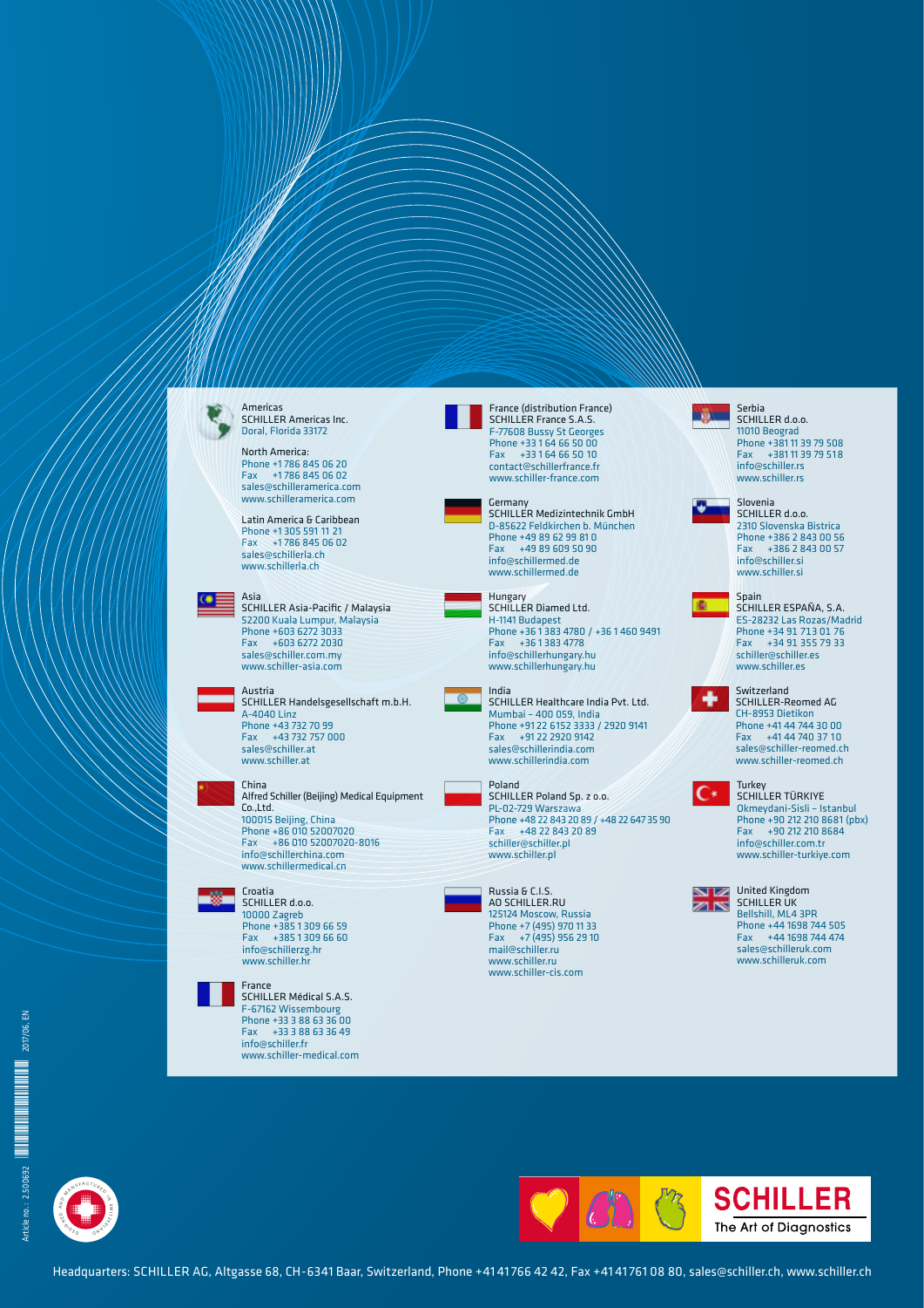Americas
SCHILLER Americas Inc.
Doral, Florida 33172

North America:
Phone +1 786 845 06 20
Fax +1 786 845 06 02
sales@schilleramerica.com
www.schilleramerica.com

Latin America & Caribbean
Phone +1 305 591 11 21
Fax +1 786 845 06 02
sales@schillerla.ch
www.schillerla.ch

Asia
SCHILLER Asia-Pacific / Malaysia
52200 Kuala Lumpur, Malaysia
Phone +603 6272 3033
Fax +603 6272 2030
sales@schiller.com.my
www.schiller-asia.com

Austria
SCHILLER Handelsgesellschaft m.b.H.
A-4040 Linz
Phone +43 732 70 99
Fax +43 732 757 000
sales@schiller.at
www.schiller.at

China
Alfred Schiller (Beijing) Medical Equipment Co.,Ltd.
100015 Beijing, China
Phone +86 010 52007020
Fax +86 010 52007020-8016
info@schillerchina.com
www.schillermedical.cn

Croatia
SCHILLER d.o.o.
10000 Zagreb
Phone +385 1 309 66 59
Fax +385 1 309 66 60
info@schillerzg.hr
www.schiller.hr

France
SCHILLER Médical S.A.S.
F-67162 Wissembourg
Phone +33 3 88 63 36 00
Fax +33 3 88 63 36 49
info@schiller.fr
www.schiller-medical.com

France (distribution France)
SCHILLER France S.A.S.
F-77608 Bussy St Georges
Phone +33 1 64 66 50 00
Fax +33 1 64 66 50 10
contact@schillerfrance.fr
www.schiller-france.com

Germany
SCHILLER Medizintechnik GmbH
D-85622 Feldkirchen b. München
Phone +49 89 62 99 81 0
Fax +49 89 609 50 90
info@schillermed.de
www.schillermed.de

Hungary
SCHILLER Diamed Ltd.
H-1141 Budapest
Phone +36 1 383 4780 / +36 1 460 9491
Fax +36 1 383 4778
info@schillerhungary.hu
www.schillerhungary.hu

India
SCHILLER Healthcare India Pvt. Ltd.
Mumbai – 400 059, India
Phone +91 22 6152 3333 / 2920 9141
Fax +91 22 2920 9142
sales@schillerindia.com
www.schillerindia.com

Poland
SCHILLER Poland Sp. z o.o.
PL-02-729 Warszawa
Phone +48 22 843 20 89 / +48 22 647 35 90
Fax +48 22 843 20 89
schiller@schiller.pl
www.schiller.pl

Russia & C.I.S.
AO SCHILLER.RU
125124 Moscow, Russia
Phone +7 (495) 970 11 33
Fax +7 (495) 956 29 10
mail@schiller.ru
www.schiller.ru
www.schiller-cis.com

Serbia
SCHILLER d.o.o.
11010 Beograd
Phone +381 11 39 79 508
Fax +381 11 39 79 518
info@schiller.rs
www.schiller.rs

Slovenia
SCHILLER d.o.o.
2310 Slovenska Bistrica
Phone +386 2 843 00 56
Fax +386 2 843 00 57
info@schiller.si
www.schiller.si

Spain
SCHILLER ESPAÑA, S.A.
ES-28232 Las Rozas/Madrid
Phone +34 91 713 01 76
Fax +34 91 355 79 33
schiller@schiller.es
www.schiller.es

Switzerland
SCHILLER-Reomed AG
CH-8953 Dietikon
Phone +41 44 744 30 00
Fax +41 44 740 37 10
sales@schiller-reomed.ch
www.schiller-reomed.ch

Turkey
SCHILLER TÜRKIYE
Okmeydani-Sisli – Istanbul
Phone +90 212 210 8681 (pbx)
Fax +90 212 210 8684
info@schiller.com.tr
www.schiller-turkiye.com

United Kingdom
SCHILLER UK
Bellshill, ML4 3PR
Phone +44 1698 744 505
Fax +44 1698 744 474
sales@schilleruk.com
www.schilleruk.com

Article no.: 2.510692 2017/06, EN

SCHILLER
The Art of Diagnostics

Headquarters: SCHILLER AG, Altgasse 68, CH-6341 Baar, Switzerland, Phone +41 41 766 42 42, Fax +41 41 761 08 80, sales@schiller.ch, www.schiller.ch